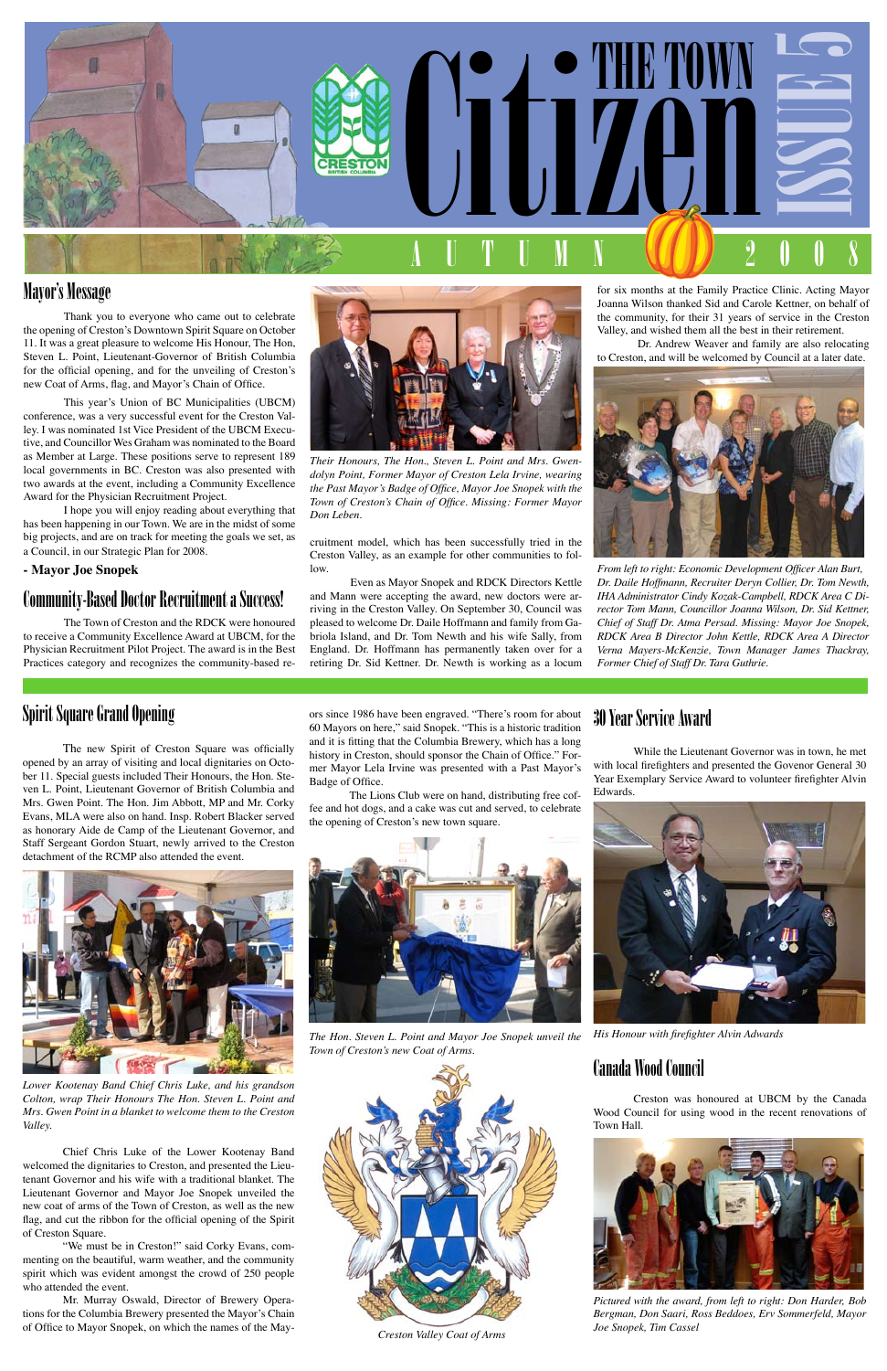# THE TOWN Citizen ISSUE 5

AUTUMN 2008

## Mayor's Message

Thank you to everyone who came out to celebrate the opening of Creston's Downtown Spirit Square on October 11. It was a great pleasure to welcome His Honour, The Hon, Steven L. Point, Lieutenant-Governor of British Columbia for the official opening, and for the unveiling of Creston's new Coat of Arms, flag, and Mayor's Chain of Office.

This year's Union of BC Municipalities (UBCM) conference, was a very successful event for the Creston Valley. I was nominated 1st Vice President of the UBCM Executive, and Councillor Wes Graham was nominated to the Board as Member at Large. These positions serve to represent 189 local governments in BC. Creston was also presented with two awards at the event, including a Community Excellence Award for the Physician Recruitment Project.

I hope you will enjoy reading about everything that has been happening in our Town. We are in the midst of some big projects, and are on track for meeting the goals we set, as a Council, in our Strategic Plan for 2008.

**- Mayor Joe Snopek**

*Their Honours, The Hon., Steven L. Point and Mrs. Gwendolyn Point, Former Mayor of Creston Lela Irvine, wearing the Past Mayor's Badge of Office, Mayor Joe Snopek with the Town of Creston's Chain of Office. Missing: Former Mayor Don Leben.*

## Community-Based Doctor Recruitment a Success!

The Town of Creston and the RDCK were honoured to receive a Community Excellence Award at UBCM, for the Physician Recruitment Pilot Project. The award is in the Best Practices category and recognizes the community-based recruitment model, which has been successfully tried in the Creston Valley, as an example for other communities to follow.

Even as Mayor Snopek and RDCK Directors Kettle and Mann were accepting the award, new doctors were arriving in the Creston Valley. On September 30, Council was pleased to welcome Dr. Daile Hoffmann and family from Gabriola Island, and Dr. Tom Newth and his wife Sally, from England. Dr. Hoffmann has permanently taken over for a retiring Dr. Sid Kettner. Dr. Newth is working as a locum for six months at the Family Practice Clinic. Acting Mayor Joanna Wilson thanked Sid and Carole Kettner, on behalf of the community, for their 31 years of service in the Creston Valley, and wished them all the best in their retirement.

Dr. Andrew Weaver and family are also relocating to Creston, and will be welcomed by Council at a later date.

*From left to right: Economic Development Officer Alan Burt, Dr. Daile Hoffmann, Recruiter Deryn Collier, Dr. Tom Newth, IHA Administrator Cindy Kozak-Campbell, RDCK Area C Director Tom Mann, Councillor Joanna Wilson, Dr. Sid Kettner, Chief of Staff Dr. Atma Persad. Missing: Mayor Joe Snopek, RDCK Area B Director John Kettle, RDCK Area A Director Verna Mayers-McKenzie, Town Manager James Thackray, Former Chief of Staff Dr. Tara Guthrie.*

## Spirit Square Grand Opening

The new Spirit of Creston Square was officially opened by an array of visiting and local dignitaries on October 11. Special guests included Their Honours, the Hon. Steven L. Point, Lieutenant Governor of British Columbia and Mrs. Gwen Point. The Hon. Jim Abbott, MP and Mr. Corky Evans, MLA were also on hand. Insp. Robert Blacker served as honorary Aide de Camp of the Lieutenant Governor, and Staff Sergeant Gordon Stuart, newly arrived to the Creston detachment of the RCMP also attended the event.

*Lower Kootenay Band Chief Chris Luke, and his grandson Colton, wrap Their Honours The Hon. Steven L. Point and Mrs. Gwen Point in a blanket to welcome them to the Creston Valley.*

Chief Chris Luke of the Lower Kootenay Band welcomed the dignitaries to Creston, and presented the Lieutenant Governor and his wife with a traditional blanket. The Lieutenant Governor and Mayor Joe Snopek unveiled the new coat of arms of the Town of Creston, as well as the new flag, and cut the ribbon for the official opening of the Spirit of Creston Square.

"We must be in Creston!" said Corky Evans, commenting on the beautiful, warm weather, and the community spirit which was evident amongst the crowd of 250 people who attended the event.

Mr. Murray Oswald, Director of Brewery Operations for the Columbia Brewery presented the Mayor's Chain of Office to Mayor Snopek, on which the names of the Mayors since 1986 have been engraved. "There's room for about 60 Mayors on here," said Snopek. "This is a historic tradition and it is fitting that the Columbia Brewery, which has a long history in Creston, should sponsor the Chain of Office." Former Mayor Lela Irvine was presented with a Past Mayor's Badge of Office.

The Lions Club were on hand, distributing free coffee and hot dogs, and a cake was cut and served, to celebrate the opening of Creston's new town square.

*The Hon. Steven L. Point and Mayor Joe Snopek unveil the Town of Creston's new Coat of Arms.*

*Creston Valley Coat of Arms*

## 30 Year Service Award

While the Lieutenant Governor was in town, he met with local firefighters and presented the Govenor General 30 Year Exemplary Service Award to volunteer firefighter Alvin Edwards.

*His Honour with firefighter Alvin Adwards*

## Canada Wood Council

Creston was honoured at UBCM by the Canada Wood Council for using wood in the recent renovations of Town Hall.

*Pictured with the award, from left to right: Don Harder, Bob Bergman, Don Saari, Ross Beddoes, Erv Sommerfeld, Mayor Joe Snopek, Tim Cassel*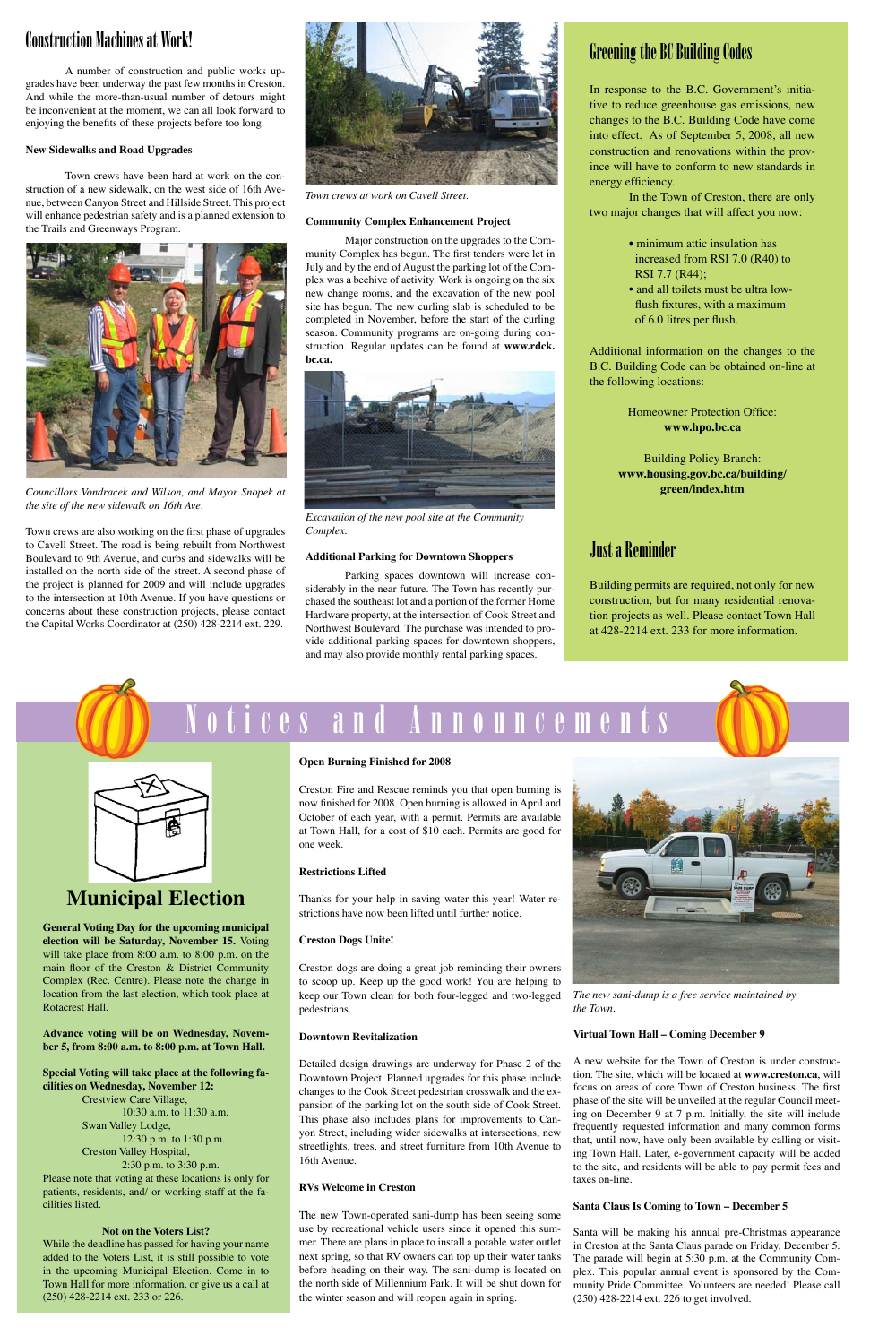# Construction Machines at Work!

A number of construction and public works upgrades have been underway the past few months in Creston. And while the more-than-usual number of detours might be inconvenient at the moment, we can all look forward to enjoying the benefits of these projects before too long.

### New Sidewalks and Road Upgrades

Town crews have been hard at work on the construction of a new sidewalk, on the west side of 16th Avenue, between Canyon Street and Hillside Street. This project will enhance pedestrian safety and is a planned extension to the Trails and Greenways Program.

*Councillors Vondracek and Wilson, and Mayor Snopek at the site of the new sidewalk on 16th Ave.*

Town crews are also working on the first phase of upgrades to Cavell Street. The road is being rebuilt from Northwest Boulevard to 9th Avenue, and curbs and sidewalks will be installed on the north side of the street. A second phase of the project is planned for 2009 and will include upgrades to the intersection at 10th Avenue. If you have questions or concerns about these construction projects, please contact the Capital Works Coordinator at (250) 428-2214 ext. 229.

*Town crews at work on Cavell Street.*

### Community Complex Enhancement Project

Major construction on the upgrades to the Community Complex has begun. The first tenders were let in July and by the end of August the parking lot of the Complex was a beehive of activity. Work is ongoing on the six new change rooms, and the excavation of the new pool site has begun. The new curling slab is scheduled to be completed in November, before the start of the curling season. Community programs are on-going during construction. Regular updates can be found at **www.rdck.bc.ca.**

*Excavation of the new pool site at the Community Complex.*

### Additional Parking for Downtown Shoppers

Parking spaces downtown will increase considerably in the near future. The Town has recently purchased the southeast lot and a portion of the former Home Hardware property, at the intersection of Cook Street and Northwest Boulevard. The purchase was intended to provide additional parking spaces for downtown shoppers, and may also provide monthly rental parking spaces.

# Greening the BC Building Codes

In response to the B.C. Government's initiative to reduce greenhouse gas emissions, new changes to the B.C. Building Code have come into effect. As of September 5, 2008, all new construction and renovations within the province will have to conform to new standards in energy efficiency.

In the Town of Creston, there are only two major changes that will affect you now:

- minimum attic insulation has increased from RSI 7.0 (R40) to RSI 7.7 (R44);
- and all toilets must be ultra low-flush fixtures, with a maximum of 6.0 litres per flush.

Additional information on the changes to the B.C. Building Code can be obtained on-line at the following locations:

Homeowner Protection Office:
**www.hpo.bc.ca**

Building Policy Branch:
**www.housing.gov.bc.ca/building/green/index.htm**

# Just a Reminder

Building permits are required, not only for new construction, but for many residential renovation projects as well. Please contact Town Hall at 428-2214 ext. 233 for more information.

# Notices and Announcements

## Municipal Election

**General Voting Day for the upcoming municipal election will be Saturday, November 15.** Voting will take place from 8:00 a.m. to 8:00 p.m. on the main floor of the Creston & District Community Complex (Rec. Centre). Please note the change in location from the last election, which took place at Rotacrest Hall.

**Advance voting will be on Wednesday, November 5, from 8:00 a.m. to 8:00 p.m. at Town Hall.**

**Special Voting will take place at the following facilities on Wednesday, November 12:**

Crestview Care Village,
10:30 a.m. to 11:30 a.m.
Swan Valley Lodge,
12:30 p.m. to 1:30 p.m.
Creston Valley Hospital,
2:30 p.m. to 3:30 p.m.

Please note that voting at these locations is only for patients, residents, and/ or working staff at the facilities listed.

**Not on the Voters List?**

While the deadline has passed for having your name added to the Voters List, it is still possible to vote in the upcoming Municipal Election. Come in to Town Hall for more information, or give us a call at (250) 428-2214 ext. 233 or 226.

### Open Burning Finished for 2008

Creston Fire and Rescue reminds you that open burning is now finished for 2008. Open burning is allowed in April and October of each year, with a permit. Permits are available at Town Hall, for a cost of $10 each. Permits are good for one week.

### Restrictions Lifted

Thanks for your help in saving water this year! Water restrictions have now been lifted until further notice.

### Creston Dogs Unite!

Creston dogs are doing a great job reminding their owners to scoop up. Keep up the good work! You are helping to keep our Town clean for both four-legged and two-legged pedestrians.

### Downtown Revitalization

Detailed design drawings are underway for Phase 2 of the Downtown Project. Planned upgrades for this phase include changes to the Cook Street pedestrian crosswalk and the expansion of the parking lot on the south side of Cook Street. This phase also includes plans for improvements to Canyon Street, including wider sidewalks at intersections, new streetlights, trees, and street furniture from 10th Avenue to 16th Avenue.

### RVs Welcome in Creston

The new Town-operated sani-dump has been seeing some use by recreational vehicle users since it opened this summer. There are plans in place to install a potable water outlet next spring, so that RV owners can top up their water tanks before heading on their way. The sani-dump is located on the north side of Millennium Park. It will be shut down for the winter season and will reopen again in spring.

*The new sani-dump is a free service maintained by the Town.*

### Virtual Town Hall – Coming December 9

A new website for the Town of Creston is under construction. The site, which will be located at **www.creston.ca**, will focus on areas of core Town of Creston business. The first phase of the site will be unveiled at the regular Council meeting on December 9 at 7 p.m. Initially, the site will include frequently requested information and many common forms that, until now, have only been available by calling or visiting Town Hall. Later, e-government capacity will be added to the site, and residents will be able to pay permit fees and taxes on-line.

### Santa Claus Is Coming to Town – December 5

Santa will be making his annual pre-Christmas appearance in Creston at the Santa Claus parade on Friday, December 5. The parade will begin at 5:30 p.m. at the Community Complex. This popular annual event is sponsored by the Community Pride Committee. Volunteers are needed! Please call (250) 428-2214 ext. 226 to get involved.